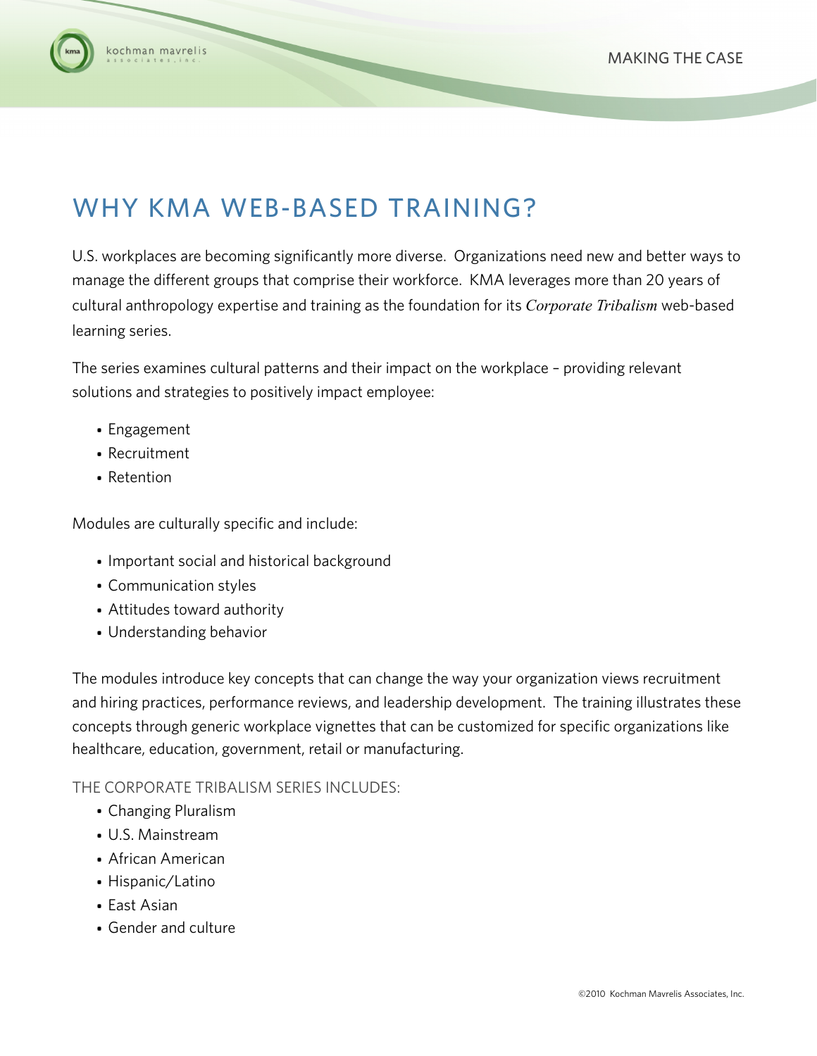# WHY KMA WEB-BASED TRAINING?

U.S. workplaces are becoming significantly more diverse. Organizations need new and better ways to manage the different groups that comprise their workforce. KMA leverages more than 20 years of cultural anthropology expertise and training as the foundation for its *Corporate Tribalism* web-based learning series.

The series examines cultural patterns and their impact on the workplace – providing relevant solutions and strategies to positively impact employee:

- Engagement
- Recruitment
- Retention

Modules are culturally specific and include:

- Important social and historical background
- Communication styles
- Attitudes toward authority
- Understanding behavior

The modules introduce key concepts that can change the way your organization views recruitment and hiring practices, performance reviews, and leadership development. The training illustrates these concepts through generic workplace vignettes that can be customized for specific organizations like healthcare, education, government, retail or manufacturing.

## THE CORPORATE TRIBALISM SERIES INCLUDES:

- Changing Pluralism
- U.S. Mainstream
- African American
- Hispanic/Latino
- East Asian
- Gender and culture

©2010 Kochman Mavrelis Associates, Inc.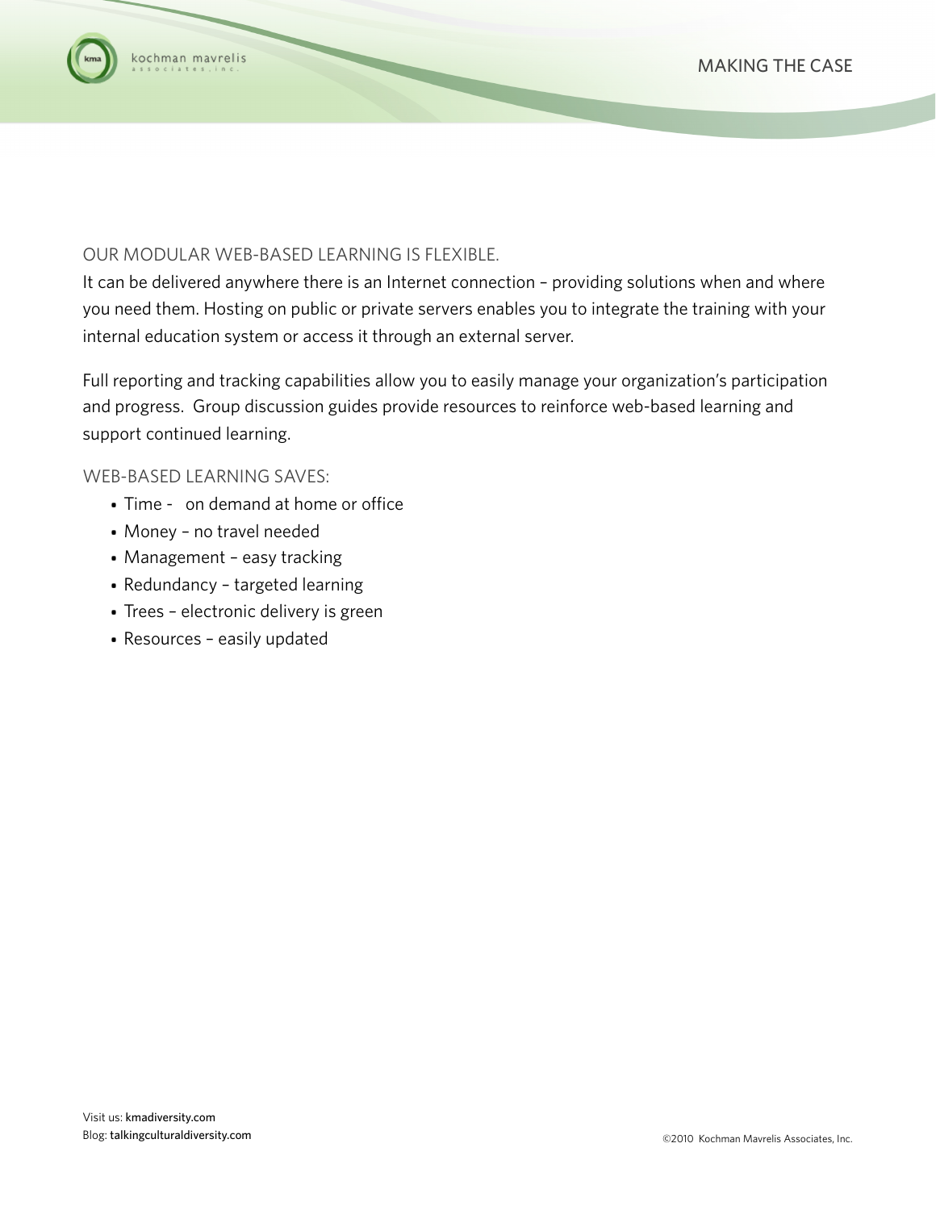## OUR MODULAR WEB-BASED LEARNING IS FLEXIBLE.

It can be delivered anywhere there is an Internet connection – providing solutions when and where you need them. Hosting on public or private servers enables you to integrate the training with your internal education system or access it through an external server.

Full reporting and tracking capabilities allow you to easily manage your organization's participation and progress. Group discussion guides provide resources to reinforce web-based learning and support continued learning.

## WEB-BASED LEARNING SAVES:

- Time - on demand at home or office
- Money – no travel needed
- Management – easy tracking
- Redundancy – targeted learning
- Trees – electronic delivery is green
- Resources – easily updated

Visit us: kmadiversity.com
Blog: talkingculturaldiversity.com

©2010 Kochman Mavrelis Associates, Inc.